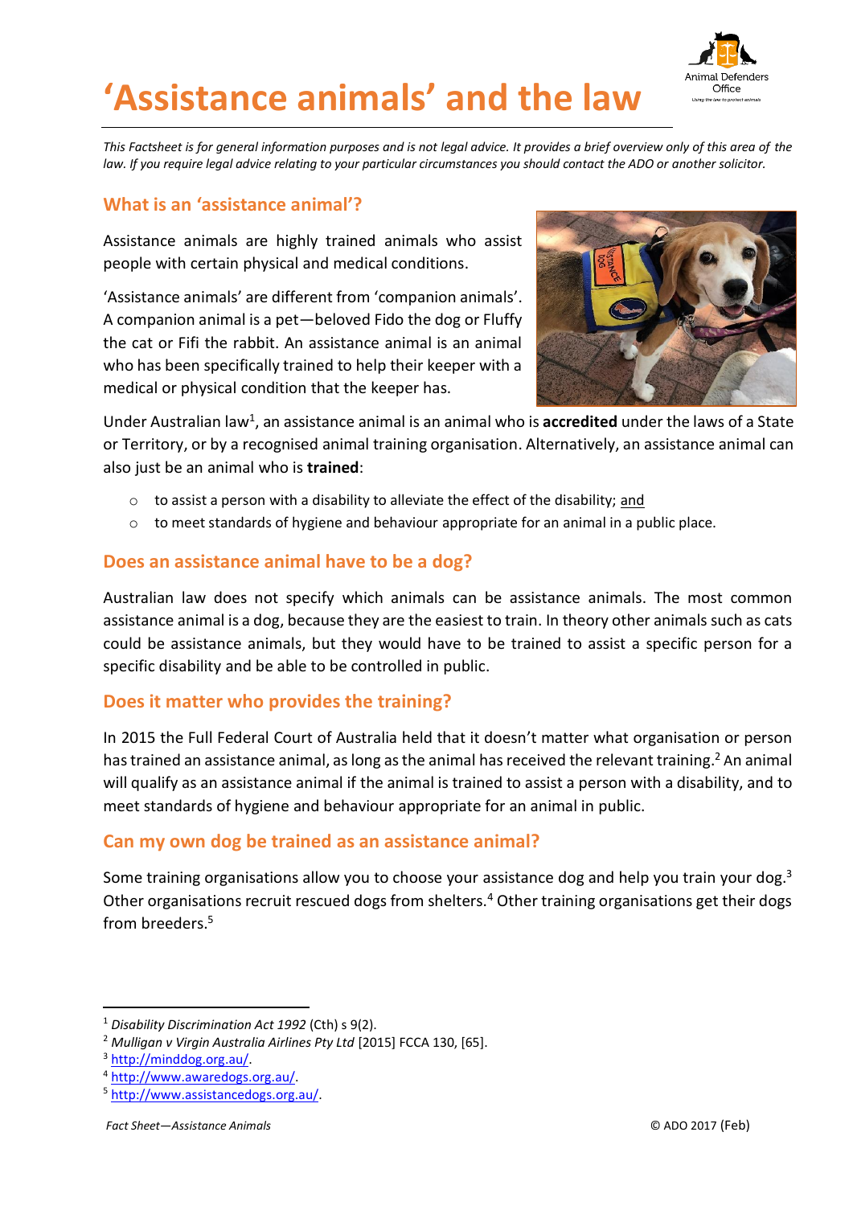# 'Assistance animals' and the law

*This Factsheet is for general information purposes and is not legal advice. It provides a brief overview only of this area of the law. If you require legal advice relating to your particular circumstances you should contact the ADO or another solicitor.*

## What is an 'assistance animal'?

Assistance animals are highly trained animals who assist people with certain physical and medical conditions.

'Assistance animals' are different from 'companion animals'. A companion animal is a pet—beloved Fido the dog or Fluffy the cat or Fifi the rabbit. An assistance animal is an animal who has been specifically trained to help their keeper with a medical or physical condition that the keeper has.

Under Australian law[1], an assistance animal is an animal who is **accredited** under the laws of a State or Territory, or by a recognised animal training organisation. Alternatively, an assistance animal can also just be an animal who is **trained**:

- to assist a person with a disability to alleviate the effect of the disability; and
- to meet standards of hygiene and behaviour appropriate for an animal in a public place.

## Does an assistance animal have to be a dog?

Australian law does not specify which animals can be assistance animals. The most common assistance animal is a dog, because they are the easiest to train. In theory other animals such as cats could be assistance animals, but they would have to be trained to assist a specific person for a specific disability and be able to be controlled in public.

## Does it matter who provides the training?

In 2015 the Full Federal Court of Australia held that it doesn't matter what organisation or person has trained an assistance animal, as long as the animal has received the relevant training.[2] An animal will qualify as an assistance animal if the animal is trained to assist a person with a disability, and to meet standards of hygiene and behaviour appropriate for an animal in public.

## Can my own dog be trained as an assistance animal?

Some training organisations allow you to choose your assistance dog and help you train your dog.[3] Other organisations recruit rescued dogs from shelters.[4] Other training organisations get their dogs from breeders.[5]

---

[1] *Disability Discrimination Act 1992* (Cth) s 9(2).
[2] *Mulligan v Virgin Australia Airlines Pty Ltd* [2015] FCCA 130, [65].
[3] http://minddog.org.au/.
[4] http://www.awaredogs.org.au/.
[5] http://www.assistancedogs.org.au/.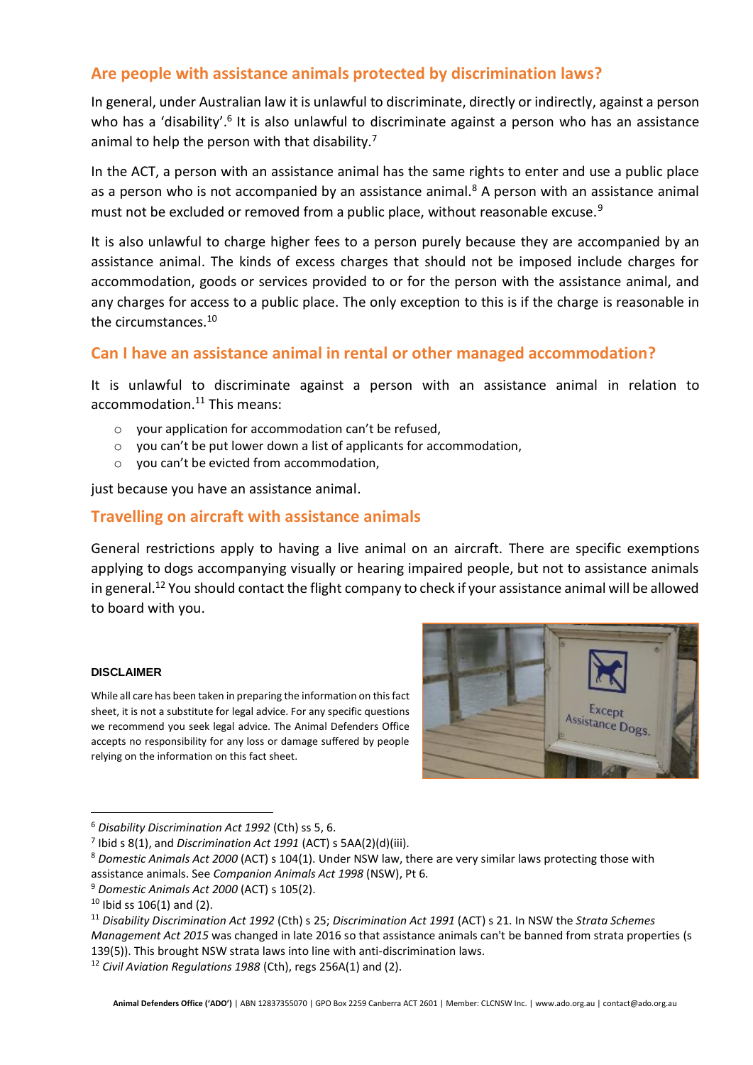## Are people with assistance animals protected by discrimination laws?

In general, under Australian law it is unlawful to discriminate, directly or indirectly, against a person who has a 'disability'.[6] It is also unlawful to discriminate against a person who has an assistance animal to help the person with that disability.[7]

In the ACT, a person with an assistance animal has the same rights to enter and use a public place as a person who is not accompanied by an assistance animal.[8] A person with an assistance animal must not be excluded or removed from a public place, without reasonable excuse.[9]

It is also unlawful to charge higher fees to a person purely because they are accompanied by an assistance animal. The kinds of excess charges that should not be imposed include charges for accommodation, goods or services provided to or for the person with the assistance animal, and any charges for access to a public place. The only exception to this is if the charge is reasonable in the circumstances.[10]

## Can I have an assistance animal in rental or other managed accommodation?

It is unlawful to discriminate against a person with an assistance animal in relation to accommodation.[11] This means:

- your application for accommodation can't be refused,
- you can't be put lower down a list of applicants for accommodation,
- you can't be evicted from accommodation,

just because you have an assistance animal.

## Travelling on aircraft with assistance animals

General restrictions apply to having a live animal on an aircraft. There are specific exemptions applying to dogs accompanying visually or hearing impaired people, but not to assistance animals in general.[12] You should contact the flight company to check if your assistance animal will be allowed to board with you.

**DISCLAIMER**

While all care has been taken in preparing the information on this fact sheet, it is not a substitute for legal advice. For any specific questions we recommend you seek legal advice. The Animal Defenders Office accepts no responsibility for any loss or damage suffered by people relying on the information on this fact sheet.

Except Assistance Dogs.

---

[6] *Disability Discrimination Act 1992* (Cth) ss 5, 6.

[7] Ibid s 8(1), and *Discrimination Act 1991* (ACT) s 5AA(2)(d)(iii).

[8] *Domestic Animals Act 2000* (ACT) s 104(1). Under NSW law, there are very similar laws protecting those with assistance animals. See *Companion Animals Act 1998* (NSW), Pt 6.

[9] *Domestic Animals Act 2000* (ACT) s 105(2).

[10] Ibid ss 106(1) and (2).

[11] *Disability Discrimination Act 1992* (Cth) s 25; *Discrimination Act 1991* (ACT) s 21. In NSW the *Strata Schemes Management Act 2015* was changed in late 2016 so that assistance animals can't be banned from strata properties (s 139(5)). This brought NSW strata laws into line with anti-discrimination laws.

[12] *Civil Aviation Regulations 1988* (Cth), regs 256A(1) and (2).

**Animal Defenders Office ('ADO')** | ABN 12837355070 | GPO Box 2259 Canberra ACT 2601 | Member: CLCNSW Inc. | www.ado.org.au | contact@ado.org.au